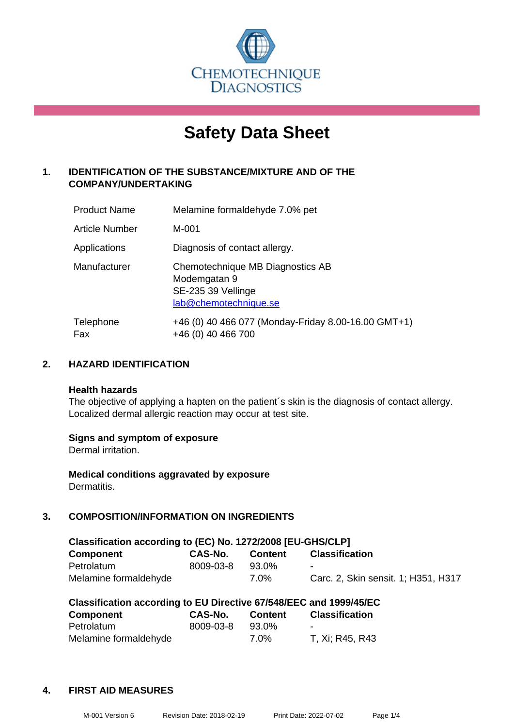CHEMOTECHNIQUE DIAGNOSTICS

# Safety Data Sheet

## 1. IDENTIFICATION OF THE SUBSTANCE/MIXTURE AND OF THE COMPANY/UNDERTAKING

| | |
|---|---|
| Product Name | Melamine formaldehyde 7.0% pet |
| Article Number | M-001 |
| Applications | Diagnosis of contact allergy. |
| Manufacturer | Chemotechnique MB Diagnostics AB<br>Modemgatan 9<br>SE-235 39 Vellinge<br>lab@chemotechnique.se |
| Telephone<br>Fax | +46 (0) 40 466 077 (Monday-Friday 8.00-16.00 GMT+1)<br>+46 (0) 40 466 700 |

## 2. HAZARD IDENTIFICATION

**Health hazards**
The objective of applying a hapten on the patient´s skin is the diagnosis of contact allergy. Localized dermal allergic reaction may occur at test site.

**Signs and symptom of exposure**
Dermal irritation.

**Medical conditions aggravated by exposure**
Dermatitis.

## 3. COMPOSITION/INFORMATION ON INGREDIENTS

**Classification according to (EC) No. 1272/2008 [EU-GHS/CLP]**

| Component | CAS-No. | Content | Classification |
|---|---|---|---|
| Petrolatum | 8009-03-8 | 93.0% | - |
| Melamine formaldehyde | | 7.0% | Carc. 2, Skin sensit. 1; H351, H317 |

**Classification according to EU Directive 67/548/EEC and 1999/45/EC**

| Component | CAS-No. | Content | Classification |
|---|---|---|---|
| Petrolatum | 8009-03-8 | 93.0% | - |
| Melamine formaldehyde | | 7.0% | T, Xi; R45, R43 |

## 4. FIRST AID MEASURES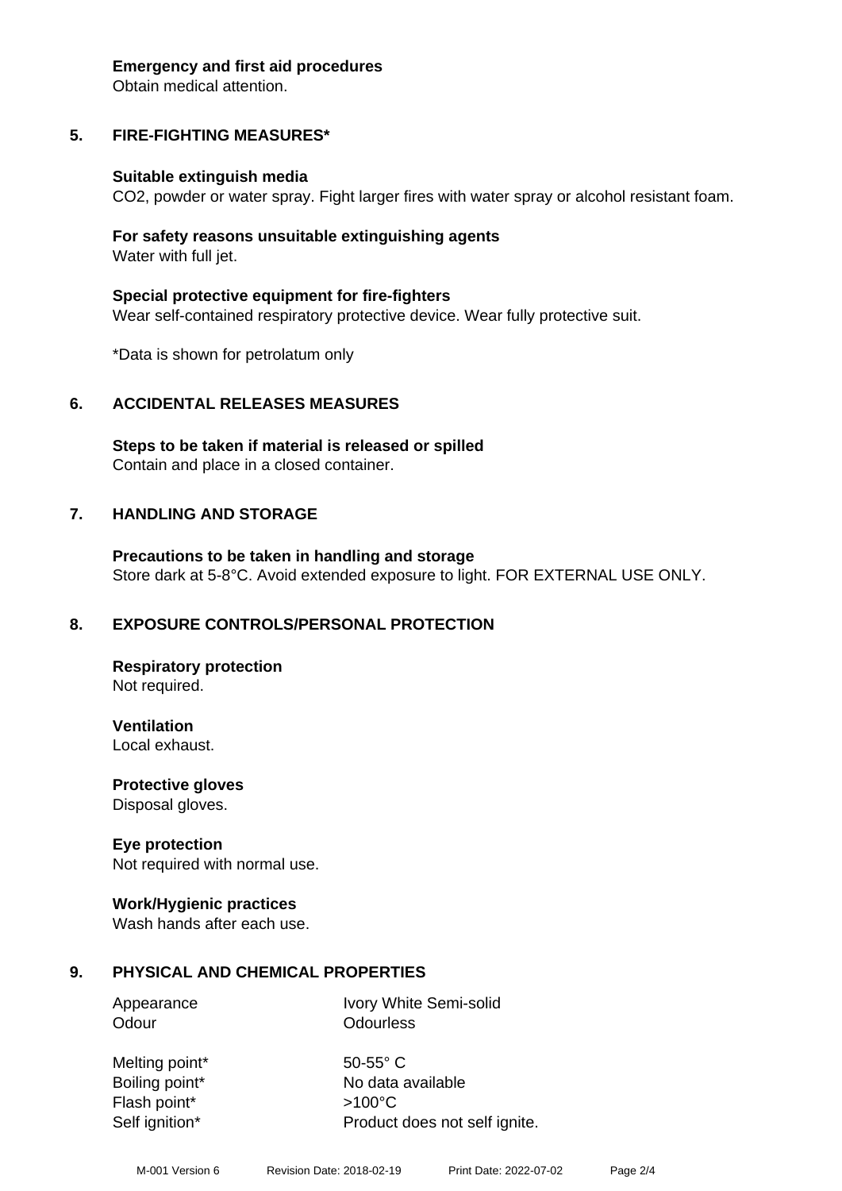**Emergency and first aid procedures**
Obtain medical attention.

## 5. FIRE-FIGHTING MEASURES*

**Suitable extinguish media**
$CO_2$, powder or water spray. Fight larger fires with water spray or alcohol resistant foam.

**For safety reasons unsuitable extinguishing agents**
Water with full jet.

**Special protective equipment for fire-fighters**
Wear self-contained respiratory protective device. Wear fully protective suit.

*Data is shown for petrolatum only

## 6. ACCIDENTAL RELEASES MEASURES

**Steps to be taken if material is released or spilled**
Contain and place in a closed container.

## 7. HANDLING AND STORAGE

**Precautions to be taken in handling and storage**
Store dark at 5-8°C. Avoid extended exposure to light. FOR EXTERNAL USE ONLY.

## 8. EXPOSURE CONTROLS/PERSONAL PROTECTION

**Respiratory protection**
Not required.

**Ventilation**
Local exhaust.

**Protective gloves**
Disposal gloves.

**Eye protection**
Not required with normal use.

**Work/Hygienic practices**
Wash hands after each use.

## 9. PHYSICAL AND CHEMICAL PROPERTIES

| | |
|---|---|
| Appearance | Ivory White Semi-solid |
| Odour | Odourless |
| Melting point* | 50-55° C |
| Boiling point* | No data available |
| Flash point* | >100°C |
| Self ignition* | Product does not self ignite. |

M-001 Version 6 Revision Date: 2018-02-19 Print Date: 2022-07-02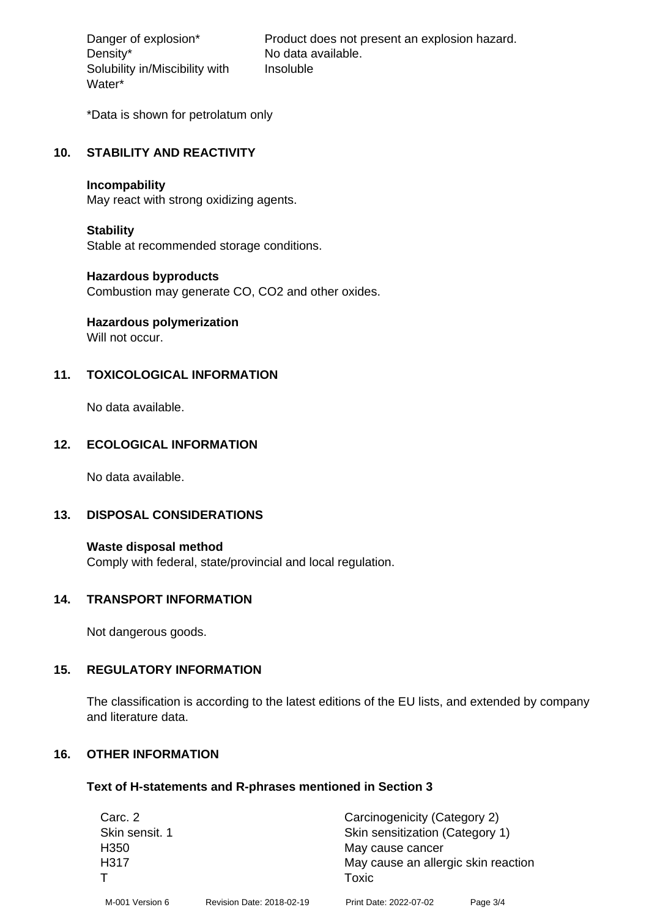| | |
|---|---|
| Danger of explosion* | Product does not present an explosion hazard. |
| Density* | No data available. |
| Solubility in/Miscibility with Water* | Insoluble |

*Data is shown for petrolatum only

## 10. STABILITY AND REACTIVITY

**Incompability**
May react with strong oxidizing agents.

**Stability**
Stable at recommended storage conditions.

**Hazardous byproducts**
Combustion may generate CO, $CO_2$ and other oxides.

**Hazardous polymerization**
Will not occur.

## 11. TOXICOLOGICAL INFORMATION

No data available.

## 12. ECOLOGICAL INFORMATION

No data available.

## 13. DISPOSAL CONSIDERATIONS

**Waste disposal method**
Comply with federal, state/provincial and local regulation.

## 14. TRANSPORT INFORMATION

Not dangerous goods.

## 15. REGULATORY INFORMATION

The classification is according to the latest editions of the EU lists, and extended by company and literature data.

## 16. OTHER INFORMATION

**Text of H-statements and R-phrases mentioned in Section 3**

| | |
|---|---|
| Carc. 2 | Carcinogenicity (Category 2) |
| Skin sensit. 1 | Skin sensitization (Category 1) |
| H350 | May cause cancer |
| H317 | May cause an allergic skin reaction |
| T | Toxic |

M-001 Version 6 Revision Date: 2018-02-19 Print Date: 2022-07-02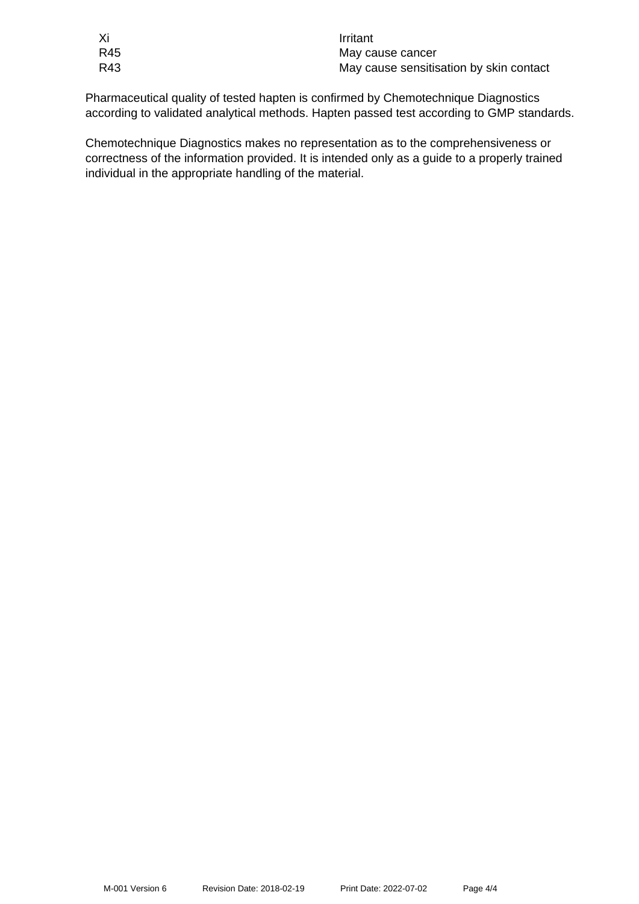| | |
|---|---|
| Xi | Irritant |
| R45 | May cause cancer |
| R43 | May cause sensitisation by skin contact |

Pharmaceutical quality of tested hapten is confirmed by Chemotechnique Diagnostics according to validated analytical methods. Hapten passed test according to GMP standards.

Chemotechnique Diagnostics makes no representation as to the comprehensiveness or correctness of the information provided. It is intended only as a guide to a properly trained individual in the appropriate handling of the material.